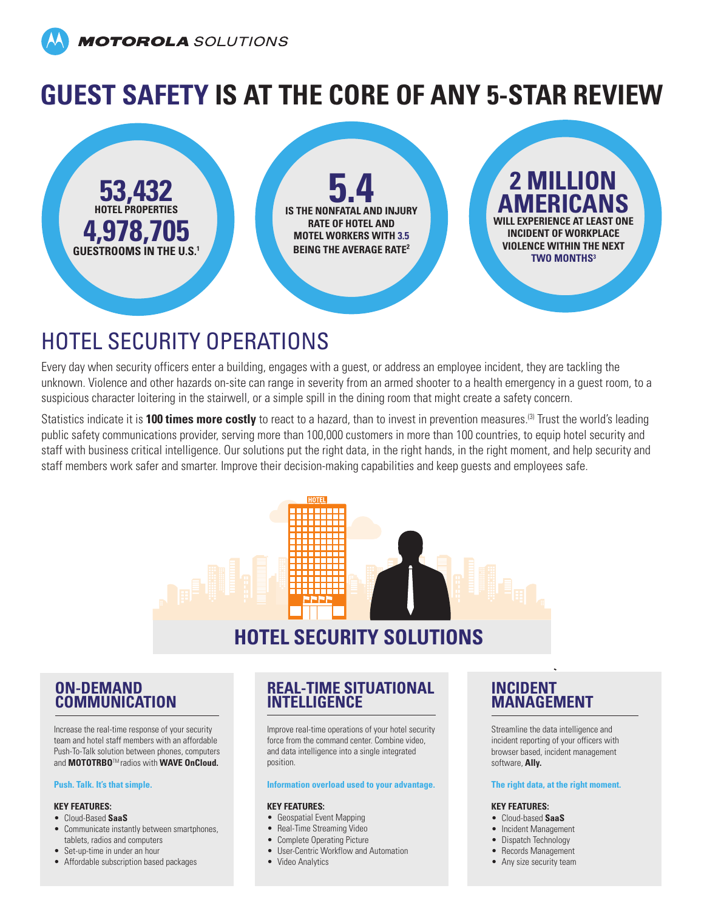MOTOROLA SOLUTIONS

# GUEST SAFETY IS AT THE CORE OF ANY 5-STAR REVIEW

**53,432** HOTEL PROPERTIES **4,978,705** GUESTROOMS IN THE U.S.[1]

**5.4** IS THE NONFATAL AND INJURY RATE OF HOTEL AND MOTEL WORKERS WITH **3.5** BEING THE AVERAGE RATE[2]

**2 MILLION AMERICANS** WILL EXPERIENCE AT LEAST ONE INCIDENT OF WORKPLACE VIOLENCE WITHIN THE NEXT **TWO MONTHS**[3]

## HOTEL SECURITY OPERATIONS

Every day when security officers enter a building, engages with a guest, or address an employee incident, they are tackling the unknown. Violence and other hazards on-site can range in severity from an armed shooter to a health emergency in a guest room, to a suspicious character loitering in the stairwell, or a simple spill in the dining room that might create a safety concern.

Statistics indicate it is **100 times more costly** to react to a hazard, than to invest in prevention measures.[3] Trust the world's leading public safety communications provider, serving more than 100,000 customers in more than 100 countries, to equip hotel security and staff with business critical intelligence. Our solutions put the right data, in the right hands, in the right moment, and help security and staff members work safer and smarter. Improve their decision-making capabilities and keep guests and employees safe.

HOTEL

## HOTEL SECURITY SOLUTIONS

### ON-DEMAND COMMUNICATION

Increase the real-time response of your security team and hotel staff members with an affordable Push-To-Talk solution between phones, computers and **MOTOTRBO**™ radios with **WAVE OnCloud.**

**Push. Talk. It's that simple.**

**KEY FEATURES:**

- Cloud-Based **SaaS**
- Communicate instantly between smartphones, tablets, radios and computers
- Set-up-time in under an hour
- Affordable subscription based packages

### REAL-TIME SITUATIONAL INTELLIGENCE

Improve real-time operations of your hotel security force from the command center. Combine video, and data intelligence into a single integrated position.

**Information overload used to your advantage.**

**KEY FEATURES:**

- Geospatial Event Mapping
- Real-Time Streaming Video
- Complete Operating Picture
- User-Centric Workflow and Automation
- Video Analytics

### INCIDENT MANAGEMENT

Streamline the data intelligence and incident reporting of your officers with browser based, incident management software, **Ally.**

**The right data, at the right moment.**

**KEY FEATURES:**

- Cloud-based **SaaS**
- Incident Management
- Dispatch Technology
- Records Management
- Any size security team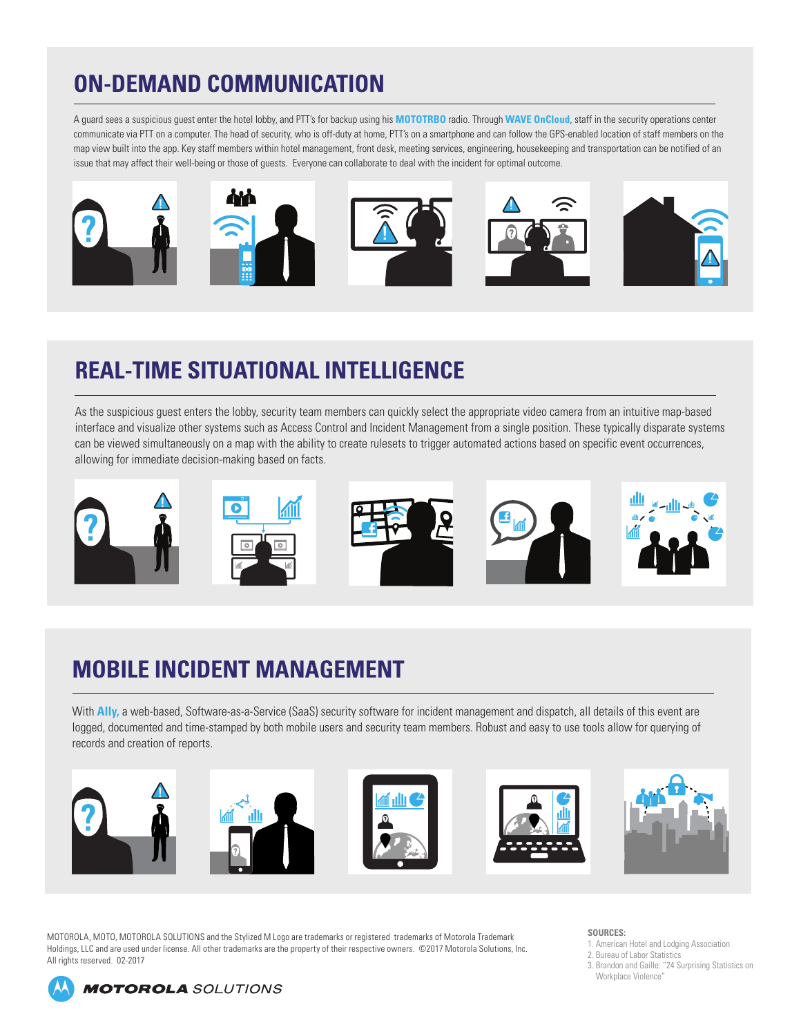## ON-DEMAND COMMUNICATION

A guard sees a suspicious guest enter the hotel lobby, and PTT's for backup using his **MOTOTRBO** radio. Through **WAVE OnCloud**, staff in the security operations center communicate via PTT on a computer. The head of security, who is off-duty at home, PTT's on a smartphone and can follow the GPS-enabled location of staff members on the map view built into the app. Key staff members within hotel management, front desk, meeting services, engineering, housekeeping and transportation can be notified of an issue that may affect their well-being or those of guests. Everyone can collaborate to deal with the incident for optimal outcome.

## REAL-TIME SITUATIONAL INTELLIGENCE

As the suspicious guest enters the lobby, security team members can quickly select the appropriate video camera from an intuitive map-based interface and visualize other systems such as Access Control and Incident Management from a single position. These typically disparate systems can be viewed simultaneously on a map with the ability to create rulesets to trigger automated actions based on specific event occurrences, allowing for immediate decision-making based on facts.

## MOBILE INCIDENT MANAGEMENT

With **Ally,** a web-based, Software-as-a-Service (SaaS) security software for incident management and dispatch, all details of this event are logged, documented and time-stamped by both mobile users and security team members. Robust and easy to use tools allow for querying of records and creation of reports.

MOTOROLA, MOTO, MOTOROLA SOLUTIONS and the Stylized M Logo are trademarks or registered trademarks of Motorola Trademark Holdings, LLC and are used under license. All other trademarks are the property of their respective owners. ©2017 Motorola Solutions, Inc. All rights reserved. 02-2017

**SOURCES:**

1. American Hotel and Lodging Association
2. Bureau of Labor Statistics
3. Brandon and Gaille: "24 Surprising Statistics on Workplace Violence"

MOTOROLA SOLUTIONS